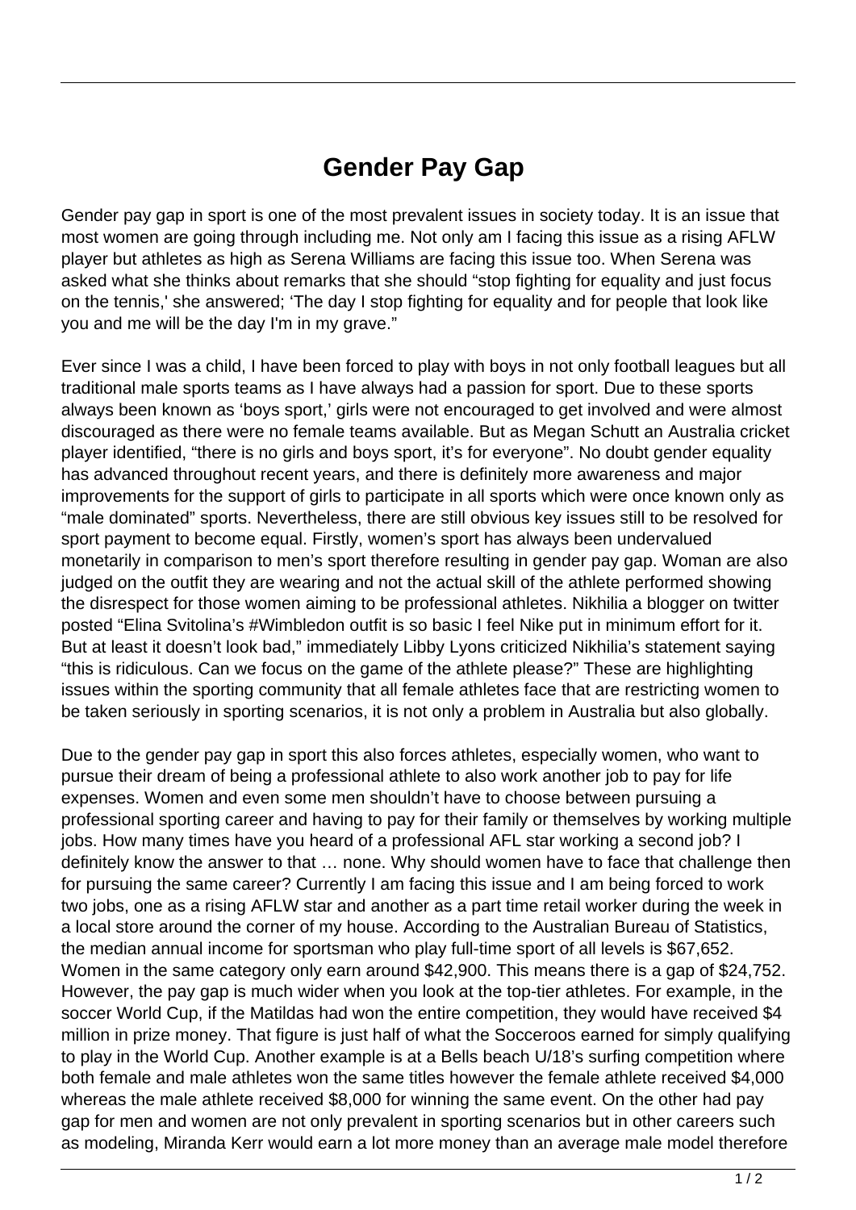# Gender Pay Gap

Gender pay gap in sport is one of the most prevalent issues in society today. It is an issue that most women are going through including me. Not only am I facing this issue as a rising AFLW player but athletes as high as Serena Williams are facing this issue too. When Serena was asked what she thinks about remarks that she should "stop fighting for equality and just focus on the tennis,' she answered; 'The day I stop fighting for equality and for people that look like you and me will be the day I'm in my grave."

Ever since I was a child, I have been forced to play with boys in not only football leagues but all traditional male sports teams as I have always had a passion for sport. Due to these sports always been known as 'boys sport,' girls were not encouraged to get involved and were almost discouraged as there were no female teams available. But as Megan Schutt an Australia cricket player identified, "there is no girls and boys sport, it's for everyone". No doubt gender equality has advanced throughout recent years, and there is definitely more awareness and major improvements for the support of girls to participate in all sports which were once known only as "male dominated" sports. Nevertheless, there are still obvious key issues still to be resolved for sport payment to become equal. Firstly, women's sport has always been undervalued monetarily in comparison to men's sport therefore resulting in gender pay gap. Woman are also judged on the outfit they are wearing and not the actual skill of the athlete performed showing the disrespect for those women aiming to be professional athletes. Nikhilia a blogger on twitter posted "Elina Svitolina's #Wimbledon outfit is so basic I feel Nike put in minimum effort for it. But at least it doesn't look bad," immediately Libby Lyons criticized Nikhilia's statement saying "this is ridiculous. Can we focus on the game of the athlete please?" These are highlighting issues within the sporting community that all female athletes face that are restricting women to be taken seriously in sporting scenarios, it is not only a problem in Australia but also globally.

Due to the gender pay gap in sport this also forces athletes, especially women, who want to pursue their dream of being a professional athlete to also work another job to pay for life expenses. Women and even some men shouldn't have to choose between pursuing a professional sporting career and having to pay for their family or themselves by working multiple jobs. How many times have you heard of a professional AFL star working a second job? I definitely know the answer to that … none. Why should women have to face that challenge then for pursuing the same career? Currently I am facing this issue and I am being forced to work two jobs, one as a rising AFLW star and another as a part time retail worker during the week in a local store around the corner of my house. According to the Australian Bureau of Statistics, the median annual income for sportsman who play full-time sport of all levels is $67,652. Women in the same category only earn around $42,900. This means there is a gap of $24,752. However, the pay gap is much wider when you look at the top-tier athletes. For example, in the soccer World Cup, if the Matildas had won the entire competition, they would have received $4 million in prize money. That figure is just half of what the Socceroos earned for simply qualifying to play in the World Cup. Another example is at a Bells beach U/18's surfing competition where both female and male athletes won the same titles however the female athlete received $4,000 whereas the male athlete received $8,000 for winning the same event. On the other had pay gap for men and women are not only prevalent in sporting scenarios but in other careers such as modeling, Miranda Kerr would earn a lot more money than an average male model therefore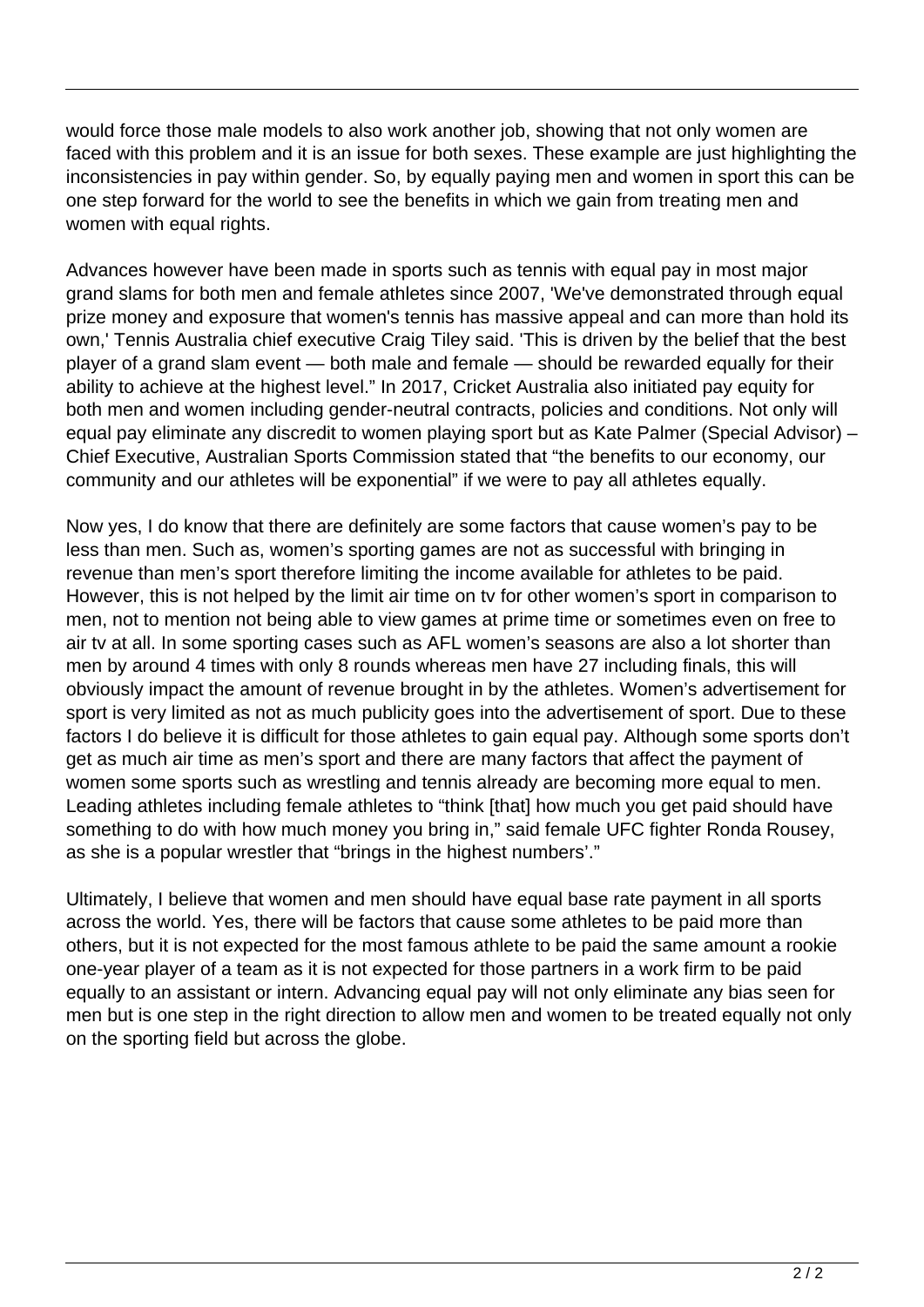would force those male models to also work another job, showing that not only women are faced with this problem and it is an issue for both sexes. These example are just highlighting the inconsistencies in pay within gender. So, by equally paying men and women in sport this can be one step forward for the world to see the benefits in which we gain from treating men and women with equal rights.

Advances however have been made in sports such as tennis with equal pay in most major grand slams for both men and female athletes since 2007, 'We've demonstrated through equal prize money and exposure that women's tennis has massive appeal and can more than hold its own,' Tennis Australia chief executive Craig Tiley said. 'This is driven by the belief that the best player of a grand slam event — both male and female — should be rewarded equally for their ability to achieve at the highest level." In 2017, Cricket Australia also initiated pay equity for both men and women including gender-neutral contracts, policies and conditions. Not only will equal pay eliminate any discredit to women playing sport but as Kate Palmer (Special Advisor) – Chief Executive, Australian Sports Commission stated that "the benefits to our economy, our community and our athletes will be exponential" if we were to pay all athletes equally.

Now yes, I do know that there are definitely are some factors that cause women's pay to be less than men. Such as, women's sporting games are not as successful with bringing in revenue than men's sport therefore limiting the income available for athletes to be paid. However, this is not helped by the limit air time on tv for other women's sport in comparison to men, not to mention not being able to view games at prime time or sometimes even on free to air tv at all. In some sporting cases such as AFL women's seasons are also a lot shorter than men by around 4 times with only 8 rounds whereas men have 27 including finals, this will obviously impact the amount of revenue brought in by the athletes. Women's advertisement for sport is very limited as not as much publicity goes into the advertisement of sport. Due to these factors I do believe it is difficult for those athletes to gain equal pay. Although some sports don't get as much air time as men's sport and there are many factors that affect the payment of women some sports such as wrestling and tennis already are becoming more equal to men. Leading athletes including female athletes to "think [that] how much you get paid should have something to do with how much money you bring in," said female UFC fighter Ronda Rousey, as she is a popular wrestler that "brings in the highest numbers'."

Ultimately, I believe that women and men should have equal base rate payment in all sports across the world. Yes, there will be factors that cause some athletes to be paid more than others, but it is not expected for the most famous athlete to be paid the same amount a rookie one-year player of a team as it is not expected for those partners in a work firm to be paid equally to an assistant or intern. Advancing equal pay will not only eliminate any bias seen for men but is one step in the right direction to allow men and women to be treated equally not only on the sporting field but across the globe.